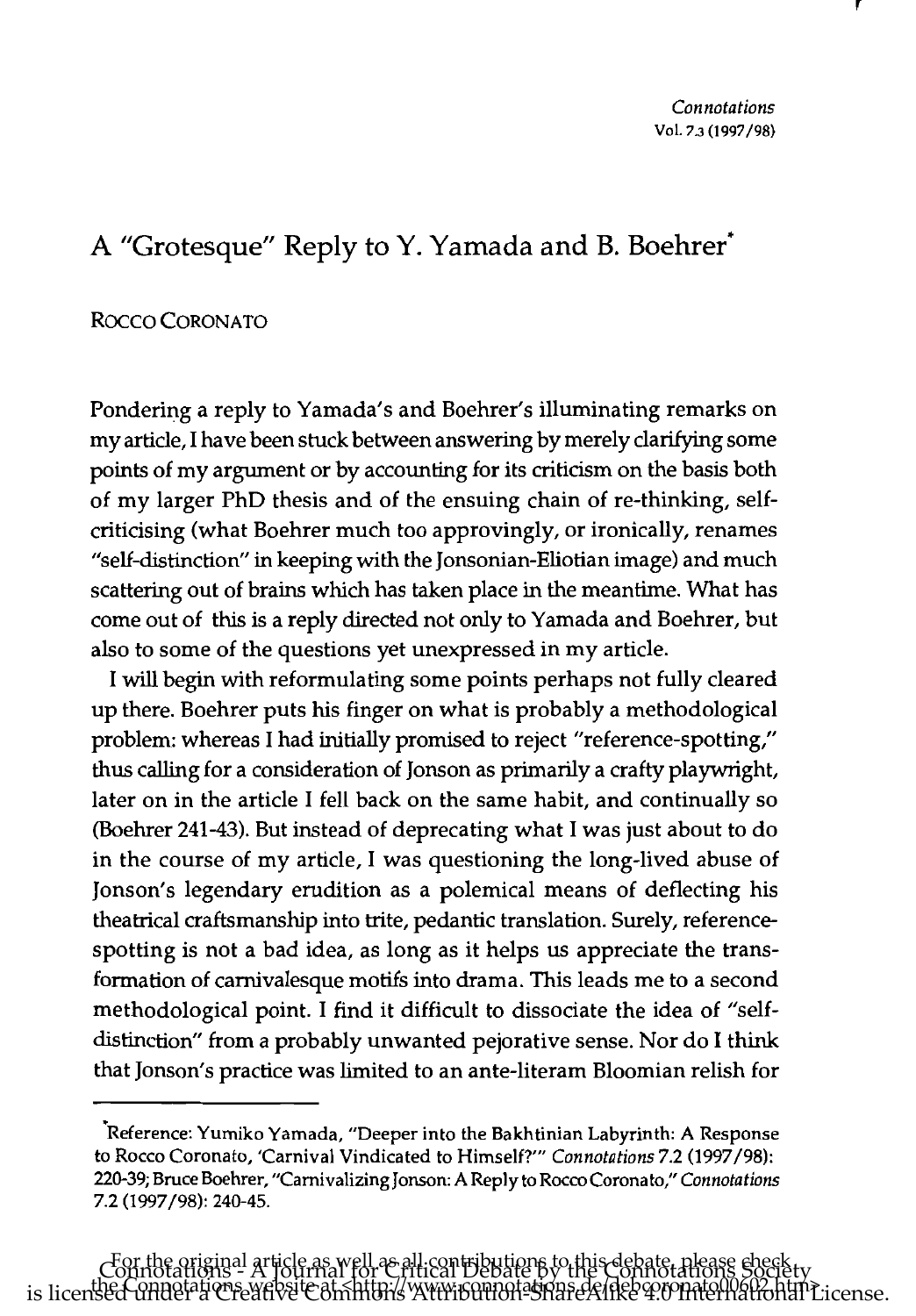# A "Grotesque" Reply to Y. Yamada and B. Boehrer*

ROCCO CORONATO

Pondering a reply to Yamada's and Boehrer's illuminating remarks on my article, I have been stuck between answering by merely clarifying some points of my argument or by accounting for its criticism on the basis both of my larger PhD thesis and of the ensuing chain of re-thinking, self-criticising (what Boehrer much too approvingly, or ironically, renames "self-distinction" in keeping with the Jonsonian-Eliotian image) and much scattering out of brains which has taken place in the meantime. What has come out of this is a reply directed not only to Yamada and Boehrer, but also to some of the questions yet unexpressed in my article.

I will begin with reformulating some points perhaps not fully cleared up there. Boehrer puts his finger on what is probably a methodological problem: whereas I had initially promised to reject "reference-spotting," thus calling for a consideration of Jonson as primarily a crafty playwright, later on in the article I fell back on the same habit, and continually so (Boehrer 241-43). But instead of deprecating what I was just about to do in the course of my article, I was questioning the long-lived abuse of Jonson's legendary erudition as a polemical means of deflecting his theatrical craftsmanship into trite, pedantic translation. Surely, reference-spotting is not a bad idea, as long as it helps us appreciate the transformation of carnivalesque motifs into drama. This leads me to a second methodological point. I find it difficult to dissociate the idea of "self-distinction" from a probably unwanted pejorative sense. Nor do I think that Jonson's practice was limited to an ante-literam Bloomian relish for

---

*Reference: Yumiko Yamada, "Deeper into the Bakhtinian Labyrinth: A Response to Rocco Coronato, 'Carnival Vindicated to Himself?'" *Connotations* 7.2 (1997/98): 220-39; Bruce Boehrer, "Carnivalizing Jonson: A Reply to Rocco Coronato," *Connotations* 7.2 (1997/98): 240-45.

For the original article as well as all contributions to this debate, please check the Connotations website at <http://www.connotations.de/debcoronato00602.htm>.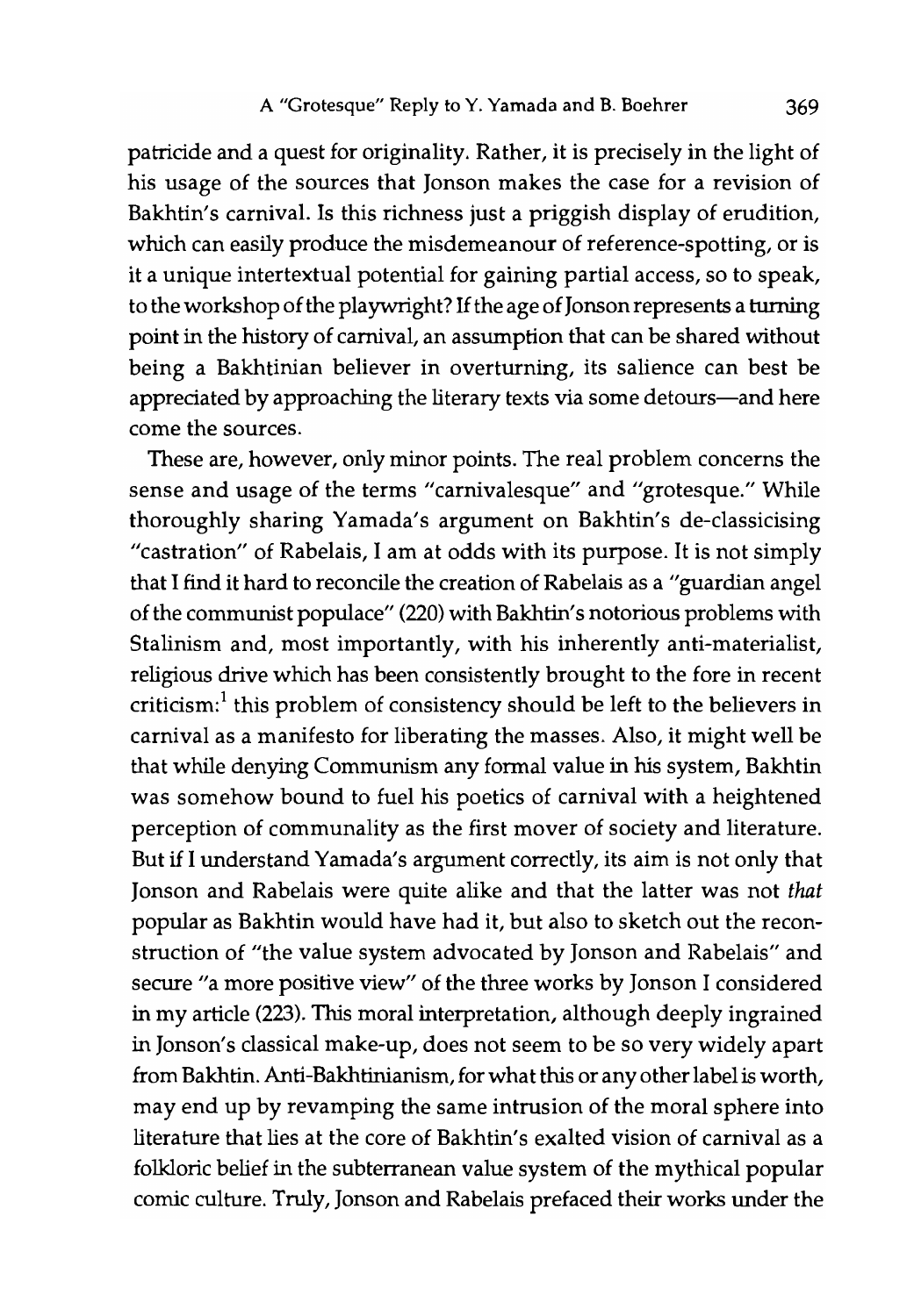patricide and a quest for originality. Rather, it is precisely in the light of his usage of the sources that Jonson makes the case for a revision of Bakhtin's carnival. Is this richness just a priggish display of erudition, which can easily produce the misdemeanour of reference-spotting, or is it a unique intertextual potential for gaining partial access, so to speak, to the workshop of the playwright? If the age of Jonson represents a turning point in the history of carnival, an assumption that can be shared without being a Bakhtinian believer in overturning, its salience can best be appreciated by approaching the literary texts via some detours—and here come the sources.

These are, however, only minor points. The real problem concerns the sense and usage of the terms "carnivalesque" and "grotesque." While thoroughly sharing Yamada's argument on Bakhtin's de-classicising "castration" of Rabelais, I am at odds with its purpose. It is not simply that I find it hard to reconcile the creation of Rabelais as a "guardian angel of the communist populace" (220) with Bakhtin's notorious problems with Stalinism and, most importantly, with his inherently anti-materialist, religious drive which has been consistently brought to the fore in recent criticism:[1] this problem of consistency should be left to the believers in carnival as a manifesto for liberating the masses. Also, it might well be that while denying Communism any formal value in his system, Bakhtin was somehow bound to fuel his poetics of carnival with a heightened perception of communality as the first mover of society and literature. But if I understand Yamada's argument correctly, its aim is not only that Jonson and Rabelais were quite alike and that the latter was not *that* popular as Bakhtin would have had it, but also to sketch out the reconstruction of "the value system advocated by Jonson and Rabelais" and secure "a more positive view" of the three works by Jonson I considered in my article (223). This moral interpretation, although deeply ingrained in Jonson's classical make-up, does not seem to be so very widely apart from Bakhtin. Anti-Bakhtinianism, for what this or any other label is worth, may end up by revamping the same intrusion of the moral sphere into literature that lies at the core of Bakhtin's exalted vision of carnival as a folkloric belief in the subterranean value system of the mythical popular comic culture. Truly, Jonson and Rabelais prefaced their works under the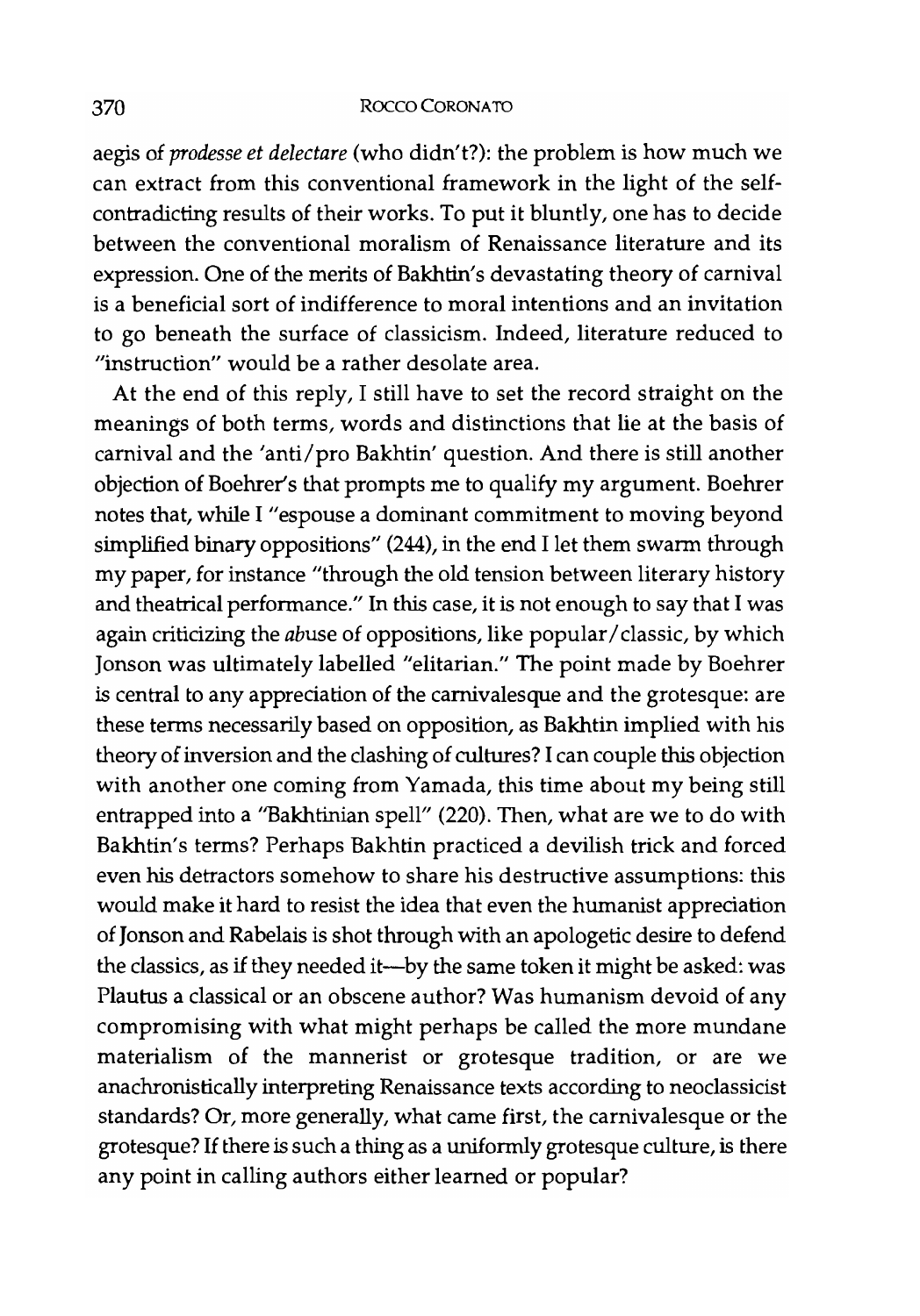aegis of *prodesse et delectare* (who didn't?): the problem is how much we can extract from this conventional framework in the light of the self-contradicting results of their works. To put it bluntly, one has to decide between the conventional moralism of Renaissance literature and its expression. One of the merits of Bakhtin's devastating theory of carnival is a beneficial sort of indifference to moral intentions and an invitation to go beneath the surface of classicism. Indeed, literature reduced to "instruction" would be a rather desolate area.

At the end of this reply, I still have to set the record straight on the meanings of both terms, words and distinctions that lie at the basis of carnival and the 'anti/pro Bakhtin' question. And there is still another objection of Boehrer's that prompts me to qualify my argument. Boehrer notes that, while I "espouse a dominant commitment to moving beyond simplified binary oppositions" (244), in the end I let them swarm through my paper, for instance "through the old tension between literary history and theatrical performance." In this case, it is not enough to say that I was again criticizing the *ab*use of oppositions, like popular/classic, by which Jonson was ultimately labelled "elitarian." The point made by Boehrer is central to any appreciation of the carnivalesque and the grotesque: are these terms necessarily based on opposition, as Bakhtin implied with his theory of inversion and the clashing of cultures? I can couple this objection with another one coming from Yamada, this time about my being still entrapped into a "Bakhtinian spell" (220). Then, what are we to do with Bakhtin's terms? Perhaps Bakhtin practiced a devilish trick and forced even his detractors somehow to share his destructive assumptions: this would make it hard to resist the idea that even the humanist appreciation of Jonson and Rabelais is shot through with an apologetic desire to defend the classics, as if they needed it—by the same token it might be asked: was Plautus a classical or an obscene author? Was humanism devoid of any compromising with what might perhaps be called the more mundane materialism of the mannerist or grotesque tradition, or are we anachronistically interpreting Renaissance texts according to neoclassicist standards? Or, more generally, what came first, the carnivalesque or the grotesque? If there is such a thing as a uniformly grotesque culture, is there any point in calling authors either learned or popular?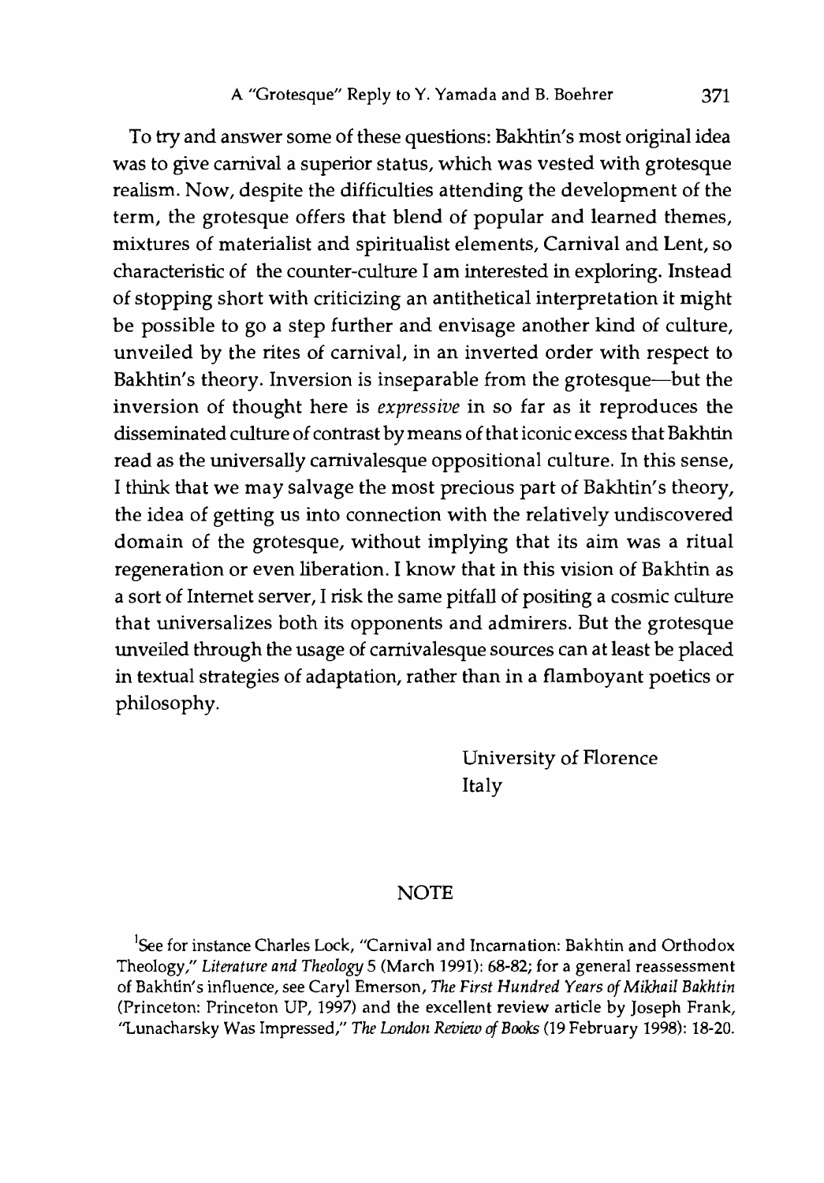To try and answer some of these questions: Bakhtin's most original idea was to give carnival a superior status, which was vested with grotesque realism. Now, despite the difficulties attending the development of the term, the grotesque offers that blend of popular and learned themes, mixtures of materialist and spiritualist elements, Carnival and Lent, so characteristic of the counter-culture I am interested in exploring. Instead of stopping short with criticizing an antithetical interpretation it might be possible to go a step further and envisage another kind of culture, unveiled by the rites of carnival, in an inverted order with respect to Bakhtin's theory. Inversion is inseparable from the grotesque—but the inversion of thought here is *expressive* in so far as it reproduces the disseminated culture of contrast by means of that iconic excess that Bakhtin read as the universally carnivalesque oppositional culture. In this sense, I think that we may salvage the most precious part of Bakhtin's theory, the idea of getting us into connection with the relatively undiscovered domain of the grotesque, without implying that its aim was a ritual regeneration or even liberation. I know that in this vision of Bakhtin as a sort of Internet server, I risk the same pitfall of positing a cosmic culture that universalizes both its opponents and admirers. But the grotesque unveiled through the usage of carnivalesque sources can at least be placed in textual strategies of adaptation, rather than in a flamboyant poetics or philosophy.

University of Florence
Italy

## NOTE

[1]See for instance Charles Lock, "Carnival and Incarnation: Bakhtin and Orthodox Theology," *Literature and Theology* 5 (March 1991): 68-82; for a general reassessment of Bakhtin's influence, see Caryl Emerson, *The First Hundred Years of Mikhail Bakhtin* (Princeton: Princeton UP, 1997) and the excellent review article by Joseph Frank, "Lunacharsky Was Impressed," *The London Review of Books* (19 February 1998): 18-20.